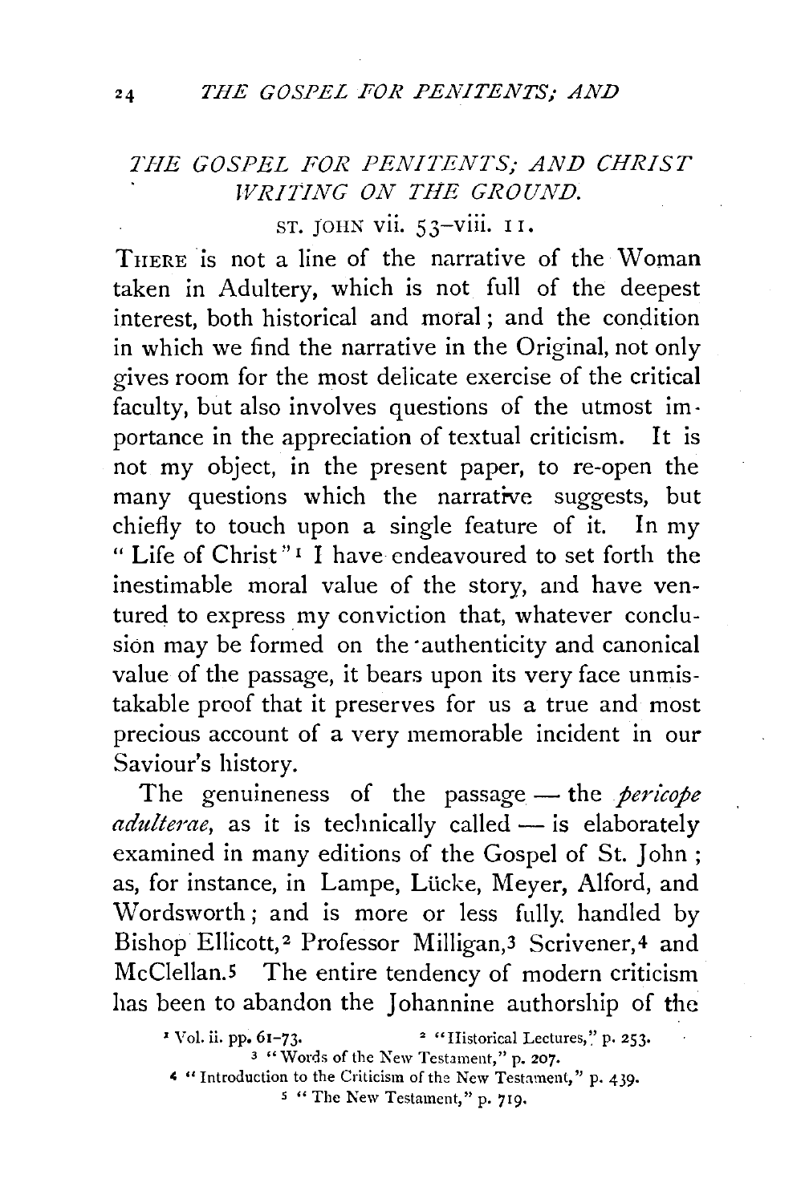## *THE GOSPEL FOR PENITENTS; AND CHRIST WRITING ON THE GROUND.*

ST. JOHN vii. 53–viii. 11.

THERE is not a line of the narrative of the Woman taken in Adultery, which is not full of the deepest interest, both historical and moral; and the condition in which we find the narrative in the Original, not only gives room for the most delicate exercise of the critical faculty, but also involves questions of the utmost importance in the appreciation of textual criticism. It is not my object, in the present paper, to re-open the many questions which the narrative suggests, but chiefly to touch upon a single feature of it. In my "Life of Christ"[1] I have endeavoured to set forth the inestimable moral value of the story, and have ventured to express my conviction that, whatever conclusion may be formed on the authenticity and canonical value of the passage, it bears upon its very face unmistakable proof that it preserves for us a true and most precious account of a very memorable incident in our Saviour's history.

The genuineness of the passage — the *pericope adulterae*, as it is technically called — is elaborately examined in many editions of the Gospel of St. John; as, for instance, in Lampe, Lücke, Meyer, Alford, and Wordsworth; and is more or less fully handled by Bishop Ellicott,[2] Professor Milligan,[3] Scrivener,[4] and McClellan.[5] The entire tendency of modern criticism has been to abandon the Johannine authorship of the

[1] Vol. ii. pp. 61–73.
[2] "Historical Lectures," p. 253.
[3] "Words of the New Testament," p. 207.
[4] "Introduction to the Criticism of the New Testament," p. 439.
[5] "The New Testament," p. 719.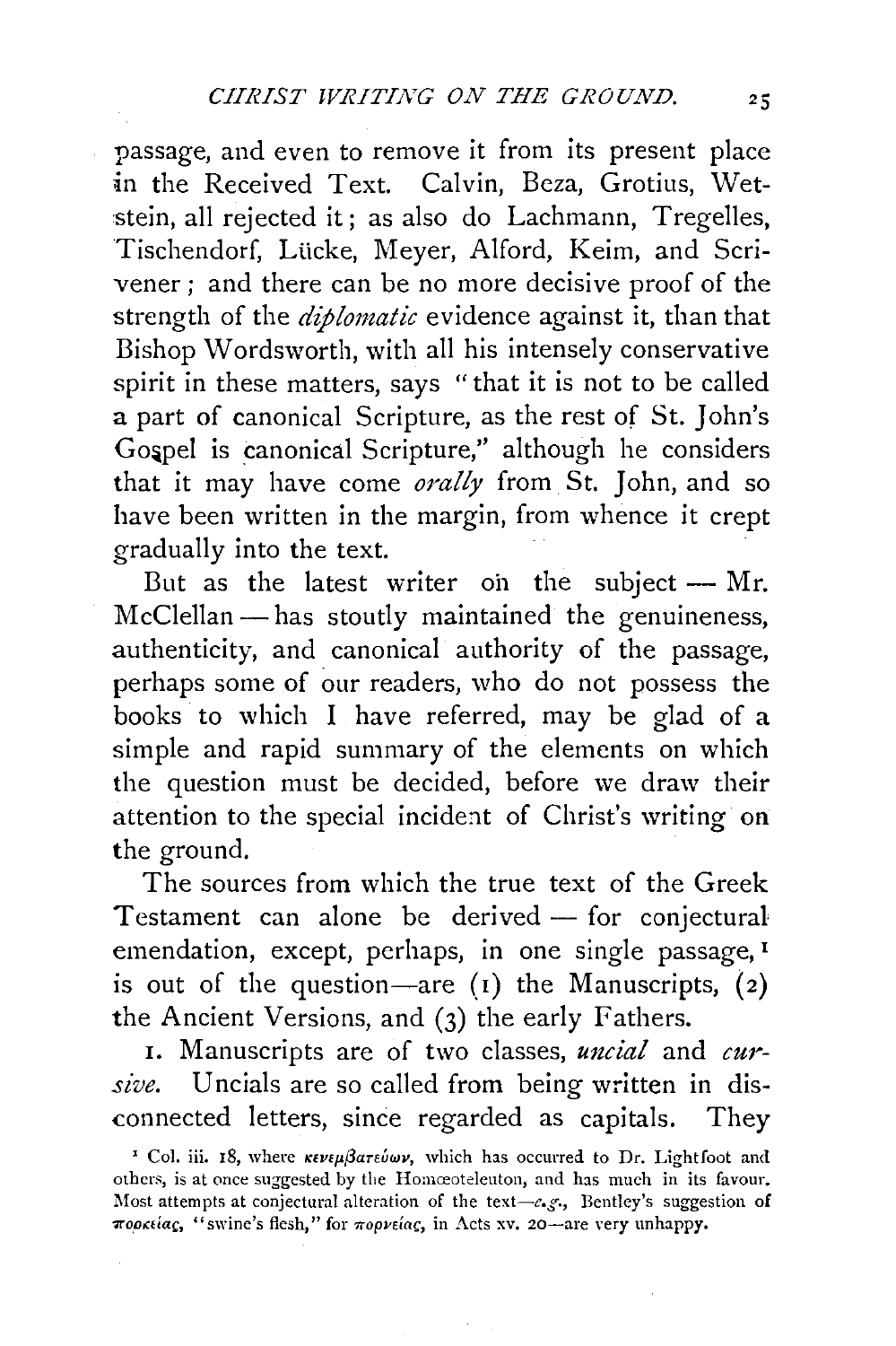passage, and even to remove it from its present place in the Received Text. Calvin, Beza, Grotius, Wetstein, all rejected it; as also do Lachmann, Tregelles, Tischendorf, Lücke, Meyer, Alford, Keim, and Scrivener; and there can be no more decisive proof of the strength of the *diplomatic* evidence against it, than that Bishop Wordsworth, with all his intensely conservative spirit in these matters, says "that it is not to be called a part of canonical Scripture, as the rest of St. John's Gospel is canonical Scripture," although he considers that it may have come *orally* from St. John, and so have been written in the margin, from whence it crept gradually into the text.

But as the latest writer on the subject — Mr. McClellan — has stoutly maintained the genuineness, authenticity, and canonical authority of the passage, perhaps some of our readers, who do not possess the books to which I have referred, may be glad of a simple and rapid summary of the elements on which the question must be decided, before we draw their attention to the special incident of Christ's writing on the ground.

The sources from which the true text of the Greek Testament can alone be derived — for conjectural emendation, except, perhaps, in one single passage,[1] is out of the question—are (1) the Manuscripts, (2) the Ancient Versions, and (3) the early Fathers.

1. Manuscripts are of two classes, *uncial* and *cursive*. Uncials are so called from being written in disconnected letters, since regarded as capitals. They

[1] Col. iii. 18, where κενεμβατεύων, which has occurred to Dr. Lightfoot and others, is at once suggested by the Homœoteleuton, and has much in its favour. Most attempts at conjectural alteration of the text—*e.g.*, Bentley's suggestion of πορκείας, "swine's flesh," for πορνείας, in Acts xv. 20—are very unhappy.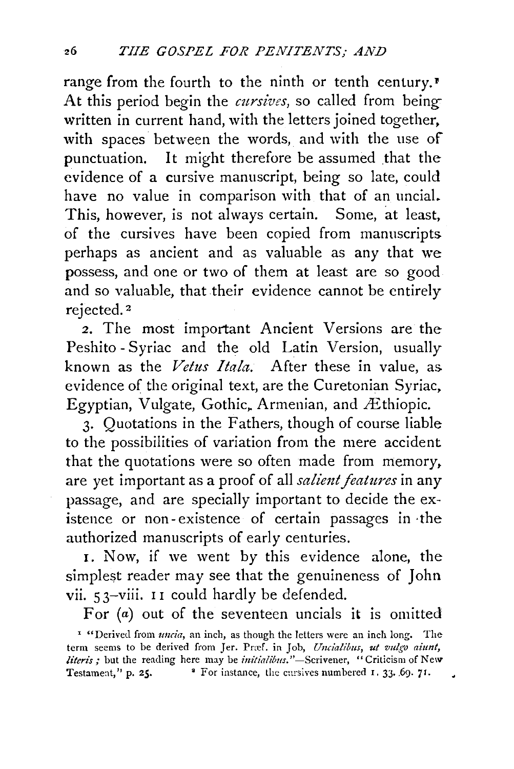range from the fourth to the ninth or tenth century.[1] At this period begin the *cursives*, so called from being written in current hand, with the letters joined together, with spaces between the words, and with the use of punctuation. It might therefore be assumed that the evidence of a cursive manuscript, being so late, could have no value in comparison with that of an uncial. This, however, is not always certain. Some, at least, of the cursives have been copied from manuscripts perhaps as ancient and as valuable as any that we possess, and one or two of them at least are so good and so valuable, that their evidence cannot be entirely rejected.[2]

2. The most important Ancient Versions are the Peshito-Syriac and the old Latin Version, usually known as the *Vetus Itala*. After these in value, as evidence of the original text, are the Curetonian Syriac, Egyptian, Vulgate, Gothic, Armenian, and Æthiopic.

3. Quotations in the Fathers, though of course liable to the possibilities of variation from the mere accident that the quotations were so often made from memory, are yet important as a proof of all *salient features* in any passage, and are specially important to decide the existence or non-existence of certain passages in the authorized manuscripts of early centuries.

1. Now, if we went by this evidence alone, the simplest reader may see that the genuineness of John vii. 53–viii. 11 could hardly be defended.

For (*a*) out of the seventeen uncials it is omitted

[1] "Derived from *uncia*, an inch, as though the letters were an inch long. The term seems to be derived from Jer. Præf. in Job, *Uncialibus, ut vulgo aiunt, literis*; but the reading here may be *initialibus*."—Scrivener, "Criticism of New Testament," p. 25.

[2] For instance, the cursives numbered 1, 33, 69, 71.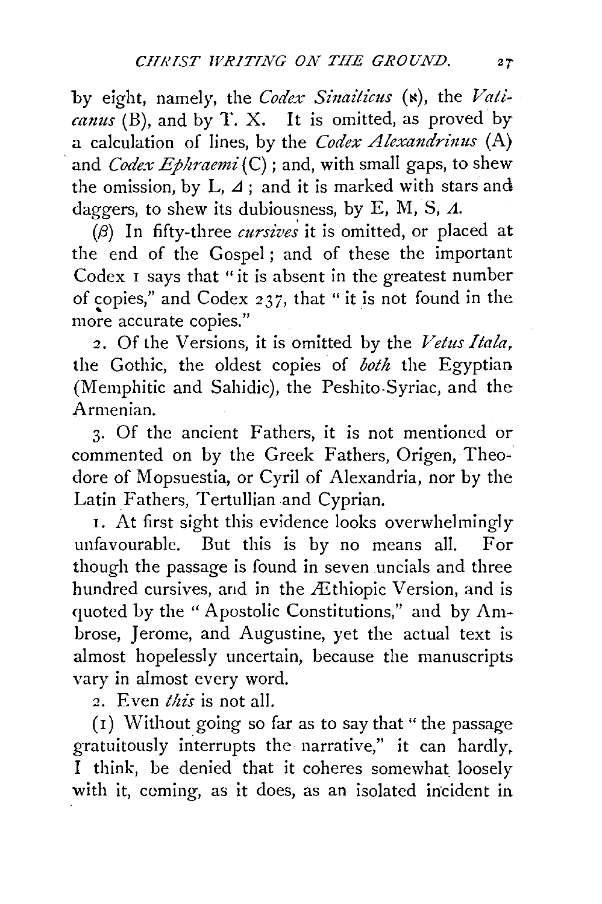by eight, namely, the *Codex Sinaiticus* (א), the *Vaticanus* (B), and by T. X. It is omitted, as proved by a calculation of lines, by the *Codex Alexandrinus* (A) and *Codex Ephraemi* (C); and, with small gaps, to shew the omission, by L, Δ; and it is marked with stars and daggers, to shew its dubiousness, by E, M, S, Λ.

(β) In fifty-three *cursives* it is omitted, or placed at the end of the Gospel; and of these the important Codex 1 says that "it is absent in the greatest number of copies," and Codex 237, that "it is not found in the more accurate copies."

2. Of the Versions, it is omitted by the *Vetus Itala*, the Gothic, the oldest copies of *both* the Egyptian (Memphitic and Sahidic), the Peshito-Syriac, and the Armenian.

3. Of the ancient Fathers, it is not mentioned or commented on by the Greek Fathers, Origen, Theodore of Mopsuestia, or Cyril of Alexandria, nor by the Latin Fathers, Tertullian and Cyprian.

1. At first sight this evidence looks overwhelmingly unfavourable. But this is by no means all. For though the passage is found in seven uncials and three hundred cursives, and in the Æthiopic Version, and is quoted by the "Apostolic Constitutions," and by Ambrose, Jerome, and Augustine, yet the actual text is almost hopelessly uncertain, because the manuscripts vary in almost every word.

2. Even *this* is not all.

(1) Without going so far as to say that "the passage gratuitously interrupts the narrative," it can hardly, I think, be denied that it coheres somewhat loosely with it, coming, as it does, as an isolated incident in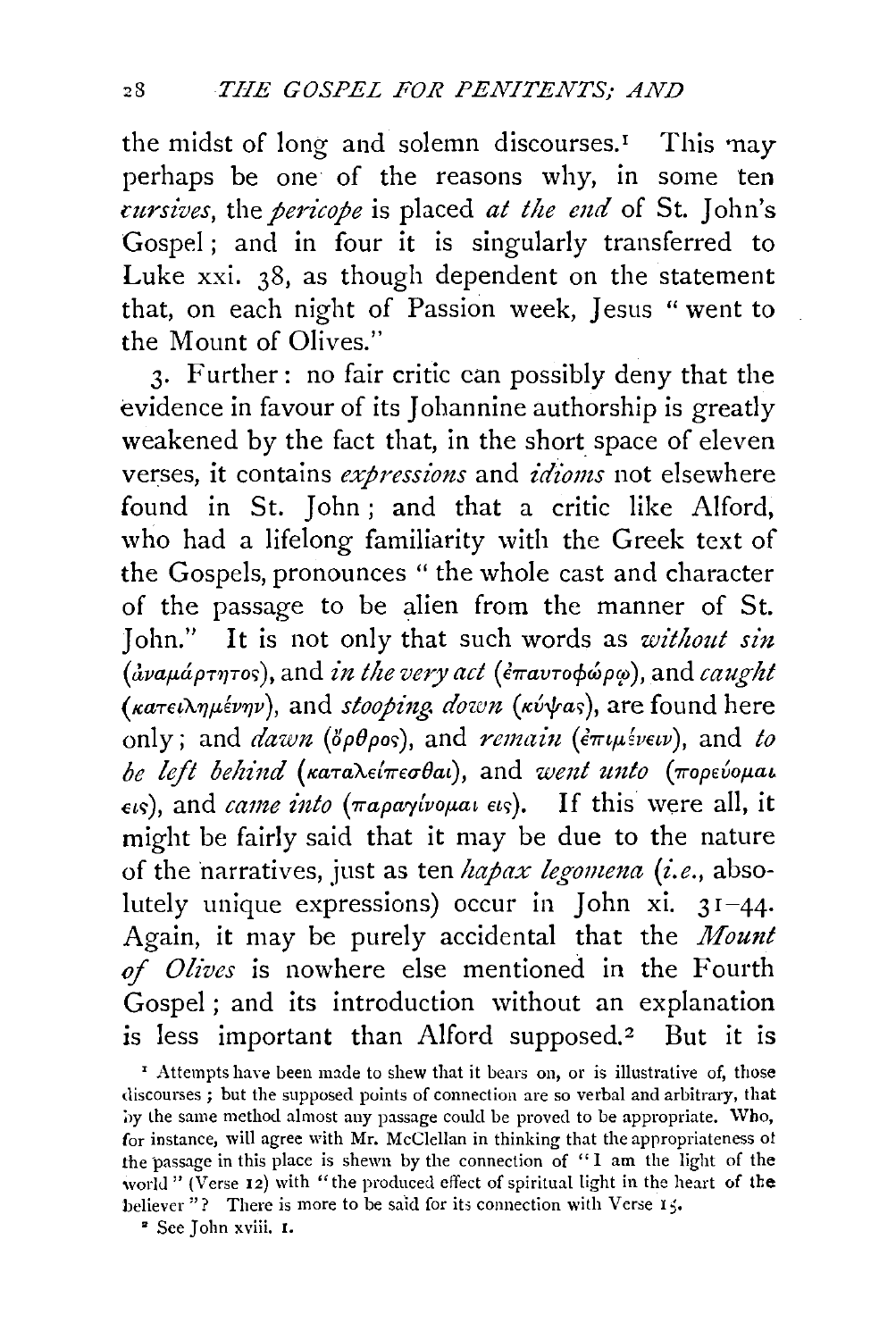the midst of long and solemn discourses.[1] This may perhaps be one of the reasons why, in some ten *cursives*, the *pericope* is placed *at the end* of St. John's Gospel; and in four it is singularly transferred to Luke xxi. 38, as though dependent on the statement that, on each night of Passion week, Jesus "went to the Mount of Olives."

3. Further: no fair critic can possibly deny that the evidence in favour of its Johannine authorship is greatly weakened by the fact that, in the short space of eleven verses, it contains *expressions* and *idioms* not elsewhere found in St. John; and that a critic like Alford, who had a lifelong familiarity with the Greek text of the Gospels, pronounces "the whole cast and character of the passage to be alien from the manner of St. John." It is not only that such words as *without sin* (ἀναμάρτητος), and *in the very act* (ἐπαυτοφώρῳ), and *caught* (κατειλημένην), and *stooping down* (κύψας), are found here only; and *dawn* (ὄρθρος), and *remain* (ἐπιμένειν), and *to be left behind* (καταλείπεσθαι), and *went unto* (πορεύομαι εἰς), and *came into* (παραγίνομαι εἰς). If this were all, it might be fairly said that it may be due to the nature of the narratives, just as ten *hapax legomena* (*i.e.*, absolutely unique expressions) occur in John xi. 31–44. Again, it may be purely accidental that the *Mount of Olives* is nowhere else mentioned in the Fourth Gospel; and its introduction without an explanation is less important than Alford supposed.[2] But it is

[1] Attempts have been made to shew that it bears on, or is illustrative of, those discourses; but the supposed points of connection are so verbal and arbitrary, that by the same method almost any passage could be proved to be appropriate. Who, for instance, will agree with Mr. McClellan in thinking that the appropriateness of the passage in this place is shewn by the connection of "I am the light of the world" (Verse 12) with "the produced effect of spiritual light in the heart of the believer"? There is more to be said for its connection with Verse 15.

[2] See John xviii. 1.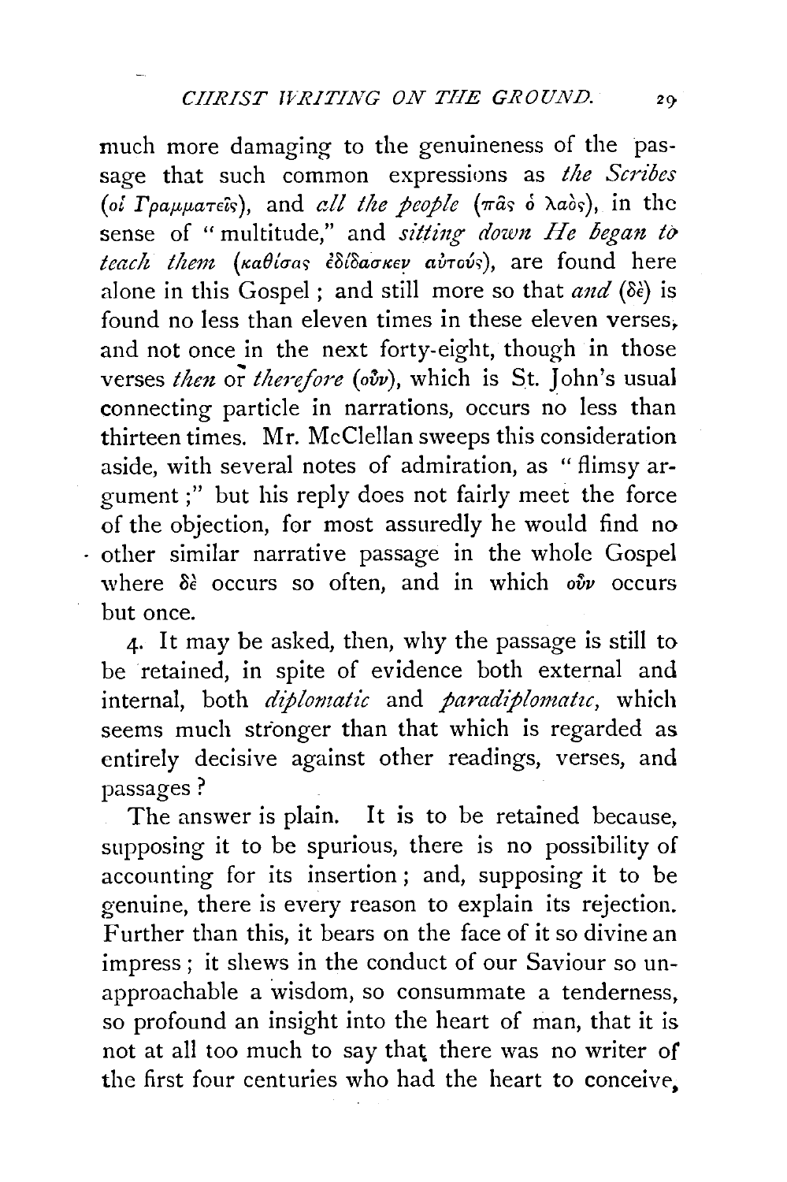much more damaging to the genuineness of the passage that such common expressions as *the Scribes* (οἱ Γραμματεῖς), and *all the people* (πᾶς ὁ λαὸς), in the sense of "multitude," and *sitting down He began to teach them* (καθίσας ἐδίδασκεν αὐτούς), are found here alone in this Gospel; and still more so that *and* (δὲ) is found no less than eleven times in these eleven verses, and not once in the next forty-eight, though in those verses *then* or *therefore* (οὖν), which is St. John's usual connecting particle in narrations, occurs no less than thirteen times. Mr. McClellan sweeps this consideration aside, with several notes of admiration, as "flimsy argument;" but his reply does not fairly meet the force of the objection, for most assuredly he would find no other similar narrative passage in the whole Gospel where δὲ occurs so often, and in which οὖν occurs but once.

4. It may be asked, then, why the passage is still to be retained, in spite of evidence both external and internal, both *diplomatic* and *paradiplomatic*, which seems much stronger than that which is regarded as entirely decisive against other readings, verses, and passages?

The answer is plain. It is to be retained because, supposing it to be spurious, there is no possibility of accounting for its insertion; and, supposing it to be genuine, there is every reason to explain its rejection. Further than this, it bears on the face of it so divine an impress; it shews in the conduct of our Saviour so unapproachable a wisdom, so consummate a tenderness, so profound an insight into the heart of man, that it is not at all too much to say that there was no writer of the first four centuries who had the heart to conceive,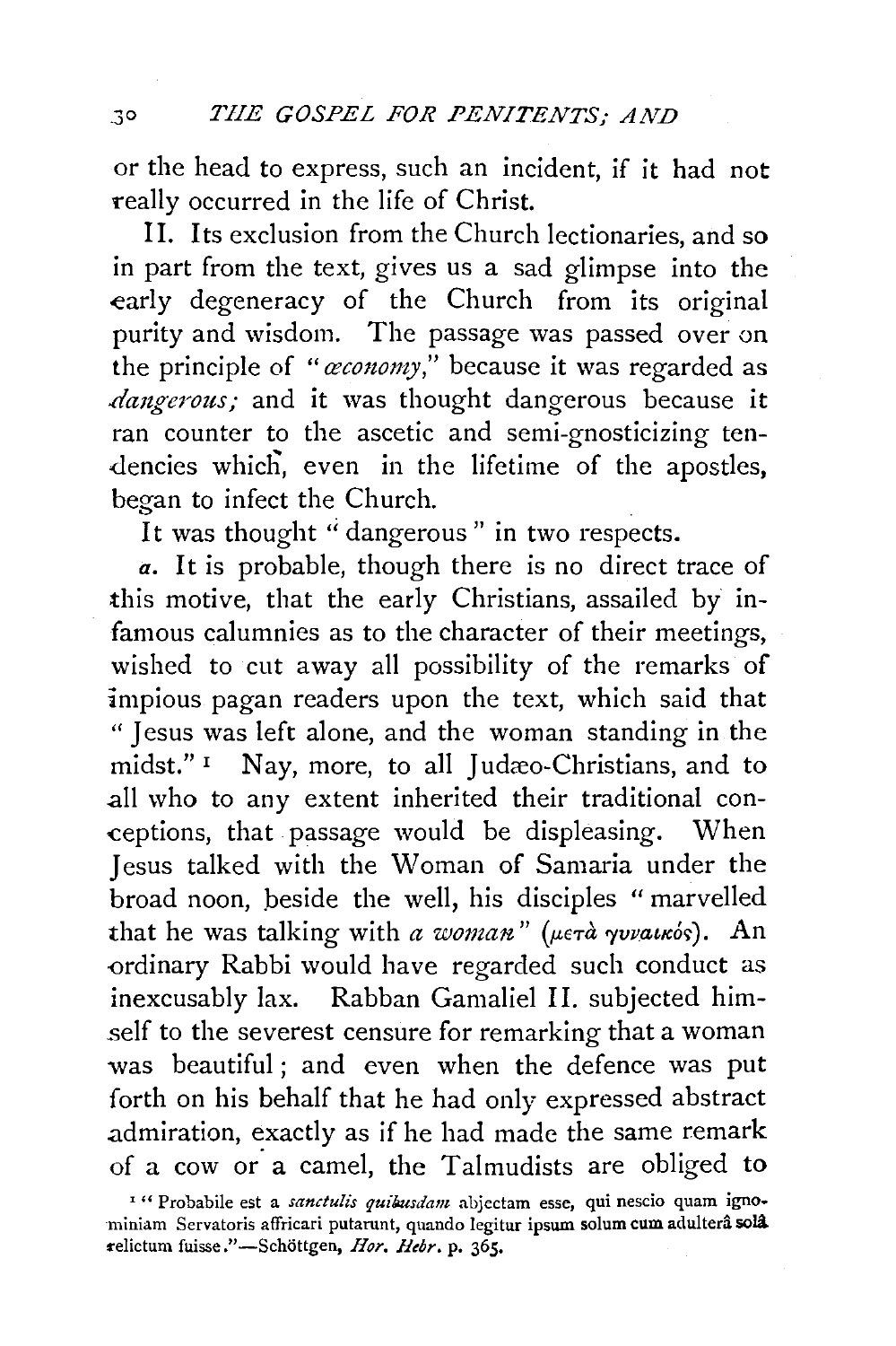or the head to express, such an incident, if it had not really occurred in the life of Christ.

II. Its exclusion from the Church lectionaries, and so in part from the text, gives us a sad glimpse into the early degeneracy of the Church from its original purity and wisdom. The passage was passed over on the principle of "*œconomy*," because it was regarded as *dangerous;* and it was thought dangerous because it ran counter to the ascetic and semi-gnosticizing tendencies which, even in the lifetime of the apostles, began to infect the Church.

It was thought "dangerous" in two respects.

*a*. It is probable, though there is no direct trace of this motive, that the early Christians, assailed by infamous calumnies as to the character of their meetings, wished to cut away all possibility of the remarks of impious pagan readers upon the text, which said that "Jesus was left alone, and the woman standing in the midst."[1] Nay, more, to all Judæo-Christians, and to all who to any extent inherited their traditional conceptions, that passage would be displeasing. When Jesus talked with the Woman of Samaria under the broad noon, beside the well, his disciples "marvelled that he was talking with *a woman*" (μετὰ γυναικός). An ordinary Rabbi would have regarded such conduct as inexcusably lax. Rabban Gamaliel II. subjected himself to the severest censure for remarking that a woman was beautiful; and even when the defence was put forth on his behalf that he had only expressed abstract admiration, exactly as if he had made the same remark of a cow or a camel, the Talmudists are obliged to

[1] "Probabile est a *sanctulis quibusdam* abjectam esse, qui nescio quam ignominiam Servatoris affricari putarunt, quando legitur ipsum solum cum adulterâ solâ relictum fuisse."—Schöttgen, *Hor. Hebr.* p. 365.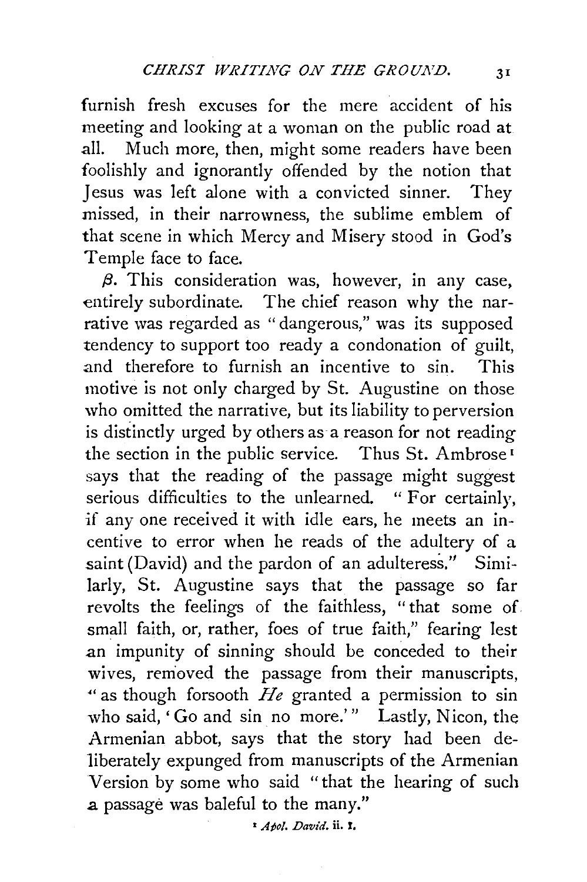furnish fresh excuses for the mere accident of his meeting and looking at a woman on the public road at all. Much more, then, might some readers have been foolishly and ignorantly offended by the notion that Jesus was left alone with a convicted sinner. They missed, in their narrowness, the sublime emblem of that scene in which Mercy and Misery stood in God's Temple face to face.

*β*. This consideration was, however, in any case, entirely subordinate. The chief reason why the narrative was regarded as "dangerous," was its supposed tendency to support too ready a condonation of guilt, and therefore to furnish an incentive to sin. This motive is not only charged by St. Augustine on those who omitted the narrative, but its liability to perversion is distinctly urged by others as a reason for not reading the section in the public service. Thus St. Ambrose[1] says that the reading of the passage might suggest serious difficulties to the unlearned. "For certainly, if any one received it with idle ears, he meets an incentive to error when he reads of the adultery of a saint (David) and the pardon of an adulteress." Similarly, St. Augustine says that the passage so far revolts the feelings of the faithless, "that some of small faith, or, rather, foes of true faith," fearing lest an impunity of sinning should be conceded to their wives, removed the passage from their manuscripts, "as though forsooth *He* granted a permission to sin who said, 'Go and sin no more.'" Lastly, Nicon, the Armenian abbot, says that the story had been deliberately expunged from manuscripts of the Armenian Version by some who said "that the hearing of such a passage was baleful to the many."

[1] *Apol. David.* ii. 1.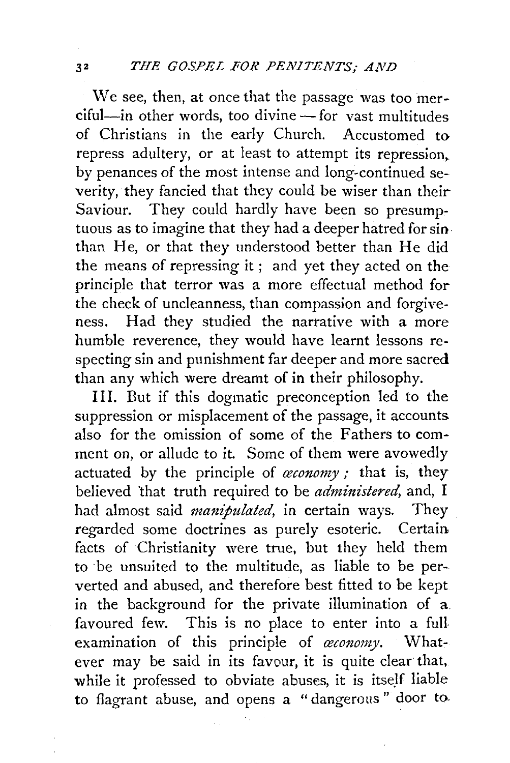We see, then, at once that the passage was too merciful—in other words, too divine — for vast multitudes of Christians in the early Church. Accustomed to repress adultery, or at least to attempt its repression, by penances of the most intense and long-continued severity, they fancied that they could be wiser than their Saviour. They could hardly have been so presumptuous as to imagine that they had a deeper hatred for sin than He, or that they understood better than He did the means of repressing it; and yet they acted on the principle that terror was a more effectual method for the check of uncleanness, than compassion and forgiveness. Had they studied the narrative with a more humble reverence, they would have learnt lessons respecting sin and punishment far deeper and more sacred than any which were dreamt of in their philosophy.

III. But if this dogmatic preconception led to the suppression or misplacement of the passage, it accounts also for the omission of some of the Fathers to comment on, or allude to it. Some of them were avowedly actuated by the principle of *œconomy;* that is, they believed that truth required to be *administered*, and, I had almost said *manipulated*, in certain ways. They regarded some doctrines as purely esoteric. Certain facts of Christianity were true, but they held them to be unsuited to the multitude, as liable to be perverted and abused, and therefore best fitted to be kept in the background for the private illumination of a favoured few. This is no place to enter into a full examination of this principle of *œconomy*. Whatever may be said in its favour, it is quite clear that, while it professed to obviate abuses, it is itself liable to flagrant abuse, and opens a "dangerous" door to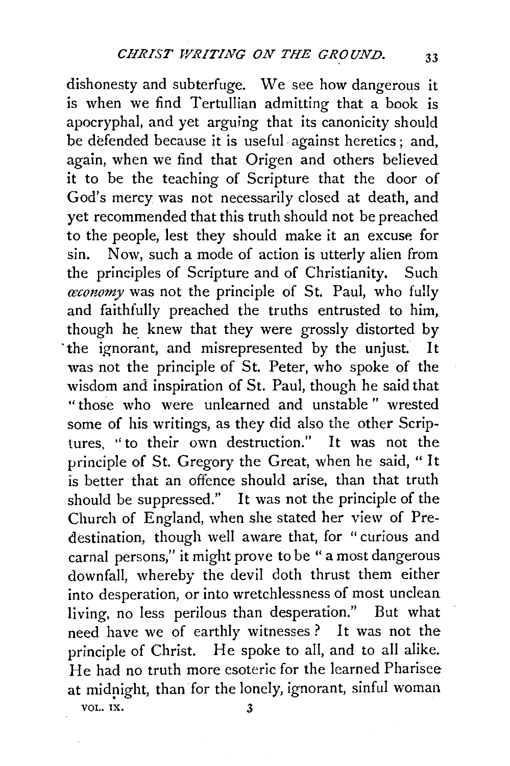dishonesty and subterfuge. We see how dangerous it is when we find Tertullian admitting that a book is apocryphal, and yet arguing that its canonicity should be defended because it is useful against heretics; and, again, when we find that Origen and others believed it to be the teaching of Scripture that the door of God's mercy was not necessarily closed at death, and yet recommended that this truth should not be preached to the people, lest they should make it an excuse for sin. Now, such a mode of action is utterly alien from the principles of Scripture and of Christianity. Such *œconomy* was not the principle of St. Paul, who fully and faithfully preached the truths entrusted to him, though he knew that they were grossly distorted by the ignorant, and misrepresented by the unjust. It was not the principle of St. Peter, who spoke of the wisdom and inspiration of St. Paul, though he said that "those who were unlearned and unstable" wrested some of his writings, as they did also the other Scriptures, "to their own destruction." It was not the principle of St. Gregory the Great, when he said, "It is better that an offence should arise, than that truth should be suppressed." It was not the principle of the Church of England, when she stated her view of Predestination, though well aware that, for "curious and carnal persons," it might prove to be "a most dangerous downfall, whereby the devil doth thrust them either into desperation, or into wretchlessness of most unclean living, no less perilous than desperation." But what need have we of earthly witnesses? It was not the principle of Christ. He spoke to all, and to all alike. He had no truth more esoteric for the learned Pharisee at midnight, than for the lonely, ignorant, sinful woman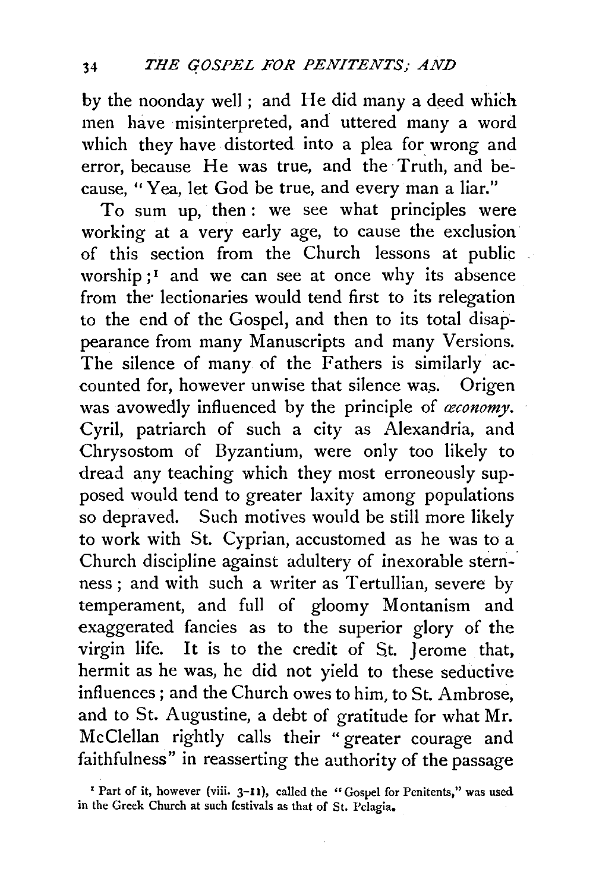by the noonday well; and He did many a deed which men have misinterpreted, and uttered many a word which they have distorted into a plea for wrong and error, because He was true, and the Truth, and because, "Yea, let God be true, and every man a liar."

To sum up, then: we see what principles were working at a very early age, to cause the exclusion of this section from the Church lessons at public worship;[1] and we can see at once why its absence from the lectionaries would tend first to its relegation to the end of the Gospel, and then to its total disappearance from many Manuscripts and many Versions. The silence of many of the Fathers is similarly accounted for, however unwise that silence was. Origen was avowedly influenced by the principle of *œconomy*. Cyril, patriarch of such a city as Alexandria, and Chrysostom of Byzantium, were only too likely to dread any teaching which they most erroneously supposed would tend to greater laxity among populations so depraved. Such motives would be still more likely to work with St. Cyprian, accustomed as he was to a Church discipline against adultery of inexorable sternness; and with such a writer as Tertullian, severe by temperament, and full of gloomy Montanism and exaggerated fancies as to the superior glory of the virgin life. It is to the credit of St. Jerome that, hermit as he was, he did not yield to these seductive influences; and the Church owes to him, to St. Ambrose, and to St. Augustine, a debt of gratitude for what Mr. McClellan rightly calls their "greater courage and faithfulness" in reasserting the authority of the passage

[1] Part of it, however (viii. 3-11), called the "Gospel for Penitents," was used in the Greek Church at such festivals as that of St. Pelagia.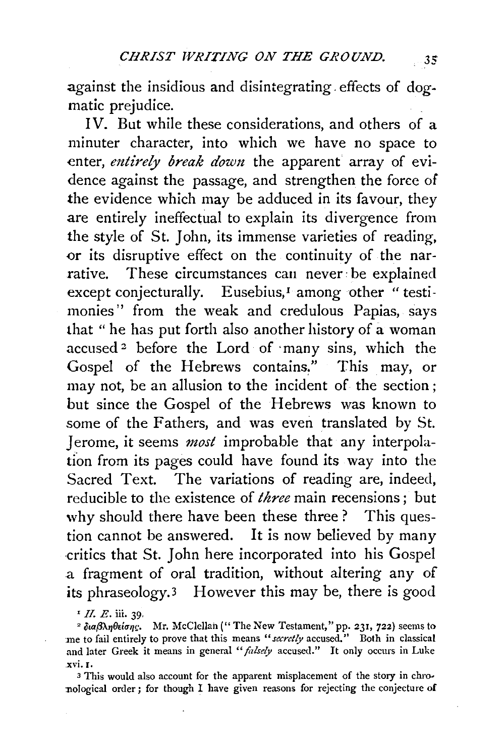against the insidious and disintegrating effects of dogmatic prejudice.

IV. But while these considerations, and others of a minuter character, into which we have no space to enter, *entirely break down* the apparent array of evidence against the passage, and strengthen the force of the evidence which may be adduced in its favour, they are entirely ineffectual to explain its divergence from the style of St. John, its immense varieties of reading, or its disruptive effect on the continuity of the narrative. These circumstances can never be explained except conjecturally. Eusebius,[1] among other "testimonies" from the weak and credulous Papias, says that "he has put forth also another history of a woman accused[2] before the Lord of many sins, which the Gospel of the Hebrews contains." This may, or may not, be an allusion to the incident of the section; but since the Gospel of the Hebrews was known to some of the Fathers, and was even translated by St. Jerome, it seems *most* improbable that any interpolation from its pages could have found its way into the Sacred Text. The variations of reading are, indeed, reducible to the existence of *three* main recensions; but why should there have been these three? This question cannot be answered. It is now believed by many critics that St. John here incorporated into his Gospel a fragment of oral tradition, without altering any of its phraseology.[3] However this may be, there is good

[1] *H. E.* iii. 39.

[2] διαβληθείσης. Mr. McClellan ("The New Testament," pp. 231, 722) seems to me to fail entirely to prove that this means "*secretly* accused." Both in classical and later Greek it means in general "*falsely* accused." It only occurs in Luke xvi. 1.

[3] This would also account for the apparent misplacement of the story in chronological order; for though I have given reasons for rejecting the conjecture of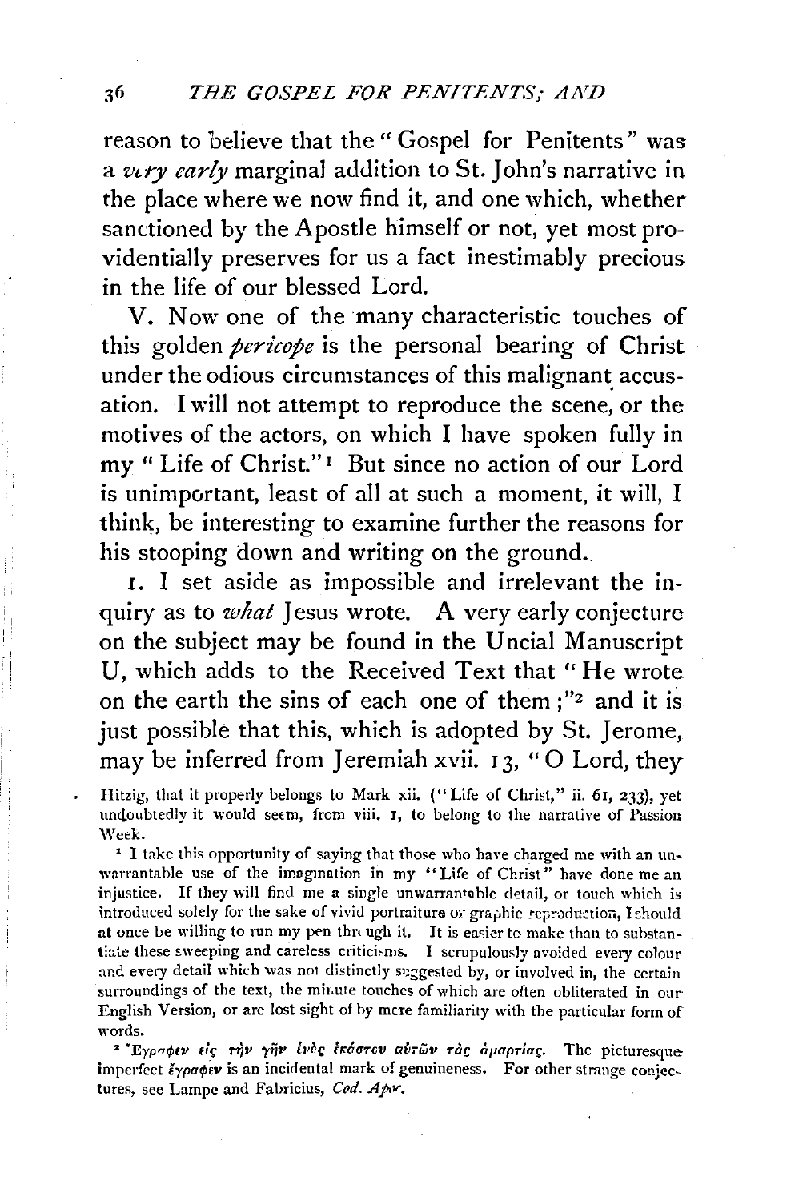reason to believe that the "Gospel for Penitents" was a *very early* marginal addition to St. John's narrative in the place where we now find it, and one which, whether sanctioned by the Apostle himself or not, yet most providentially preserves for us a fact inestimably precious in the life of our blessed Lord.

V. Now one of the many characteristic touches of this golden *pericope* is the personal bearing of Christ under the odious circumstances of this malignant accusation. I will not attempt to reproduce the scene, or the motives of the actors, on which I have spoken fully in my "Life of Christ."[1] But since no action of our Lord is unimportant, least of all at such a moment, it will, I think, be interesting to examine further the reasons for his stooping down and writing on the ground.

1. I set aside as impossible and irrelevant the inquiry as to *what* Jesus wrote. A very early conjecture on the subject may be found in the Uncial Manuscript U, which adds to the Received Text that "He wrote on the earth the sins of each one of them;"[2] and it is just possible that this, which is adopted by St. Jerome, may be inferred from Jeremiah xvii. 13, "O Lord, they

Hitzig, that it properly belongs to Mark xii. ("Life of Christ," ii. 61, 233), yet undoubtedly it would seem, from viii. 1, to belong to the narrative of Passion Week.

[1] I take this opportunity of saying that those who have charged me with an unwarrantable use of the imagination in my "Life of Christ" have done me an injustice. If they will find me a single unwarrantable detail, or touch which is introduced solely for the sake of vivid portraiture or graphic reproduction, I should at once be willing to run my pen through it. It is easier to make than to substantiate these sweeping and careless criticisms. I scrupulously avoided every colour and every detail which was not distinctly suggested by, or involved in, the certain surroundings of the text, the minute touches of which are often obliterated in our English Version, or are lost sight of by mere familiarity with the particular form of words.

[2] Ἔγραφεν εἰς τὴν γῆν ἑνὸς ἑκάστου αὐτῶν τὰς ἁμαρτίας. The picturesque imperfect ἔγραφεν is an incidental mark of genuineness. For other strange conjectures, see Lampe and Fabricius, *Cod. Apocr.*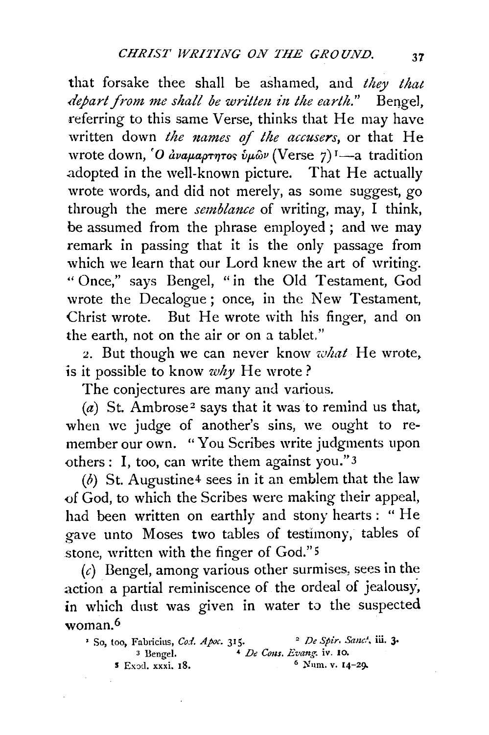that forsake thee shall be ashamed, and *they that depart from me shall be written in the earth.*" Bengel, referring to this same Verse, thinks that He may have written down *the names of the accusers*, or that He wrote down, Ὁ ἀναμάρτητος ὑμῶν (Verse 7)[1]—a tradition adopted in the well-known picture. That He actually wrote words, and did not merely, as some suggest, go through the mere *semblance* of writing, may, I think, be assumed from the phrase employed; and we may remark in passing that it is the only passage from which we learn that our Lord knew the art of writing. "Once," says Bengel, "in the Old Testament, God wrote the Decalogue; once, in the New Testament, Christ wrote. But He wrote with his finger, and on the earth, not on the air or on a tablet."

2. But though we can never know *what* He wrote, is it possible to know *why* He wrote?

The conjectures are many and various.

(*a*) St. Ambrose[2] says that it was to remind us that, when we judge of another's sins, we ought to remember our own. "You Scribes write judgments upon others: I, too, can write them against you."[3]

(*b*) St. Augustine[4] sees in it an emblem that the law of God, to which the Scribes were making their appeal, had been written on earthly and stony hearts: "He gave unto Moses two tables of testimony, tables of stone, written with the finger of God."[5]

(*c*) Bengel, among various other surmises, sees in the action a partial reminiscence of the ordeal of jealousy, in which dust was given in water to the suspected woman.[6]

---

[1] So, too, Fabricius, *Cod. Apoc.* 315.
[2] *De Spir. Sanct.* iii. 3.
[3] Bengel.
[4] *De Cons. Evang.* iv. 10.
[5] Exod. xxxi. 18.
[6] Num. v. 14-29.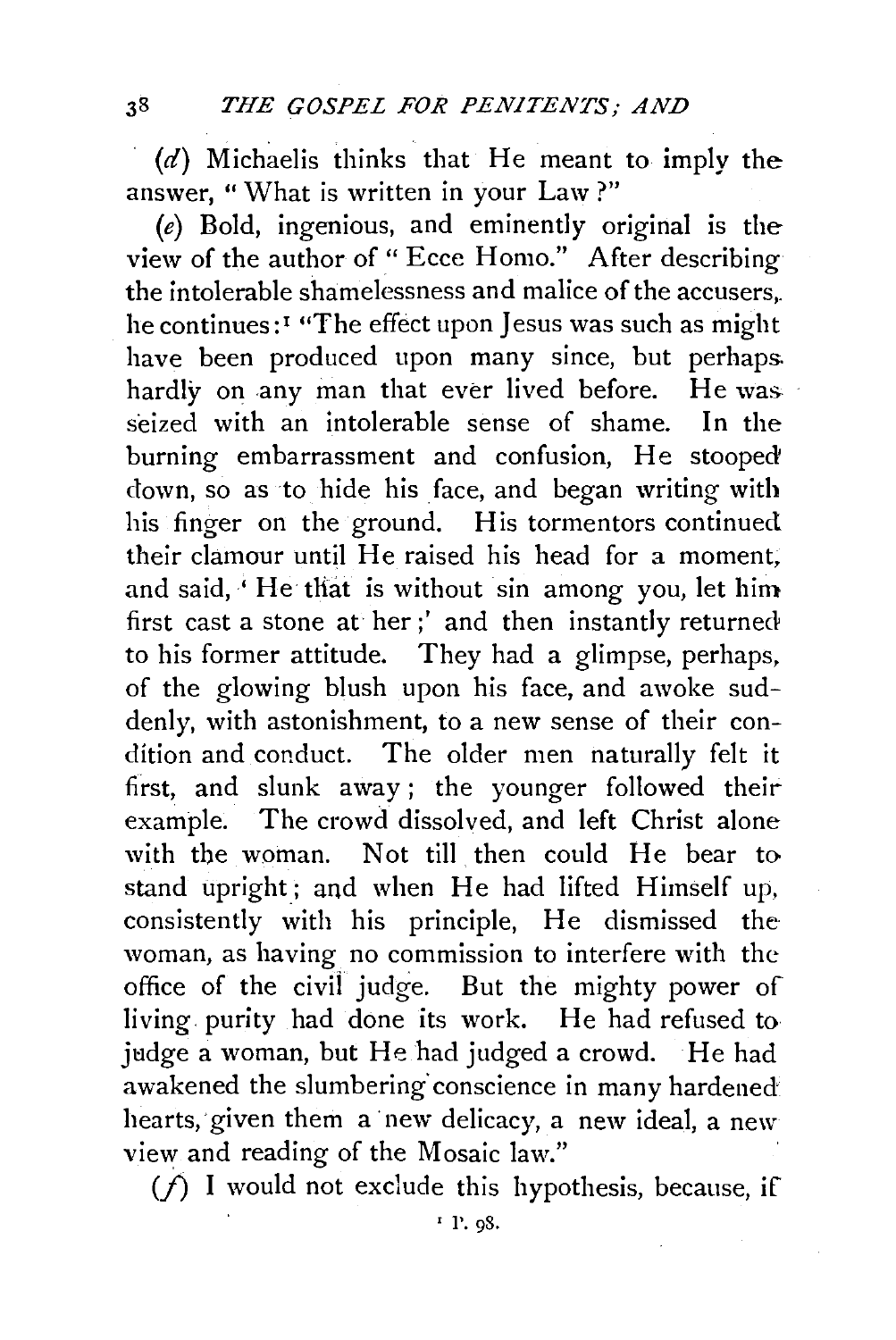(*d*) Michaelis thinks that He meant to imply the answer, "What is written in your Law?"

(*e*) Bold, ingenious, and eminently original is the view of the author of "Ecce Homo." After describing the intolerable shamelessness and malice of the accusers, he continues:[1] "The effect upon Jesus was such as might have been produced upon many since, but perhaps hardly on any man that ever lived before. He was seized with an intolerable sense of shame. In the burning embarrassment and confusion, He stooped down, so as to hide his face, and began writing with his finger on the ground. His tormentors continued their clamour until He raised his head for a moment, and said, 'He that is without sin among you, let him first cast a stone at her;' and then instantly returned to his former attitude. They had a glimpse, perhaps, of the glowing blush upon his face, and awoke suddenly, with astonishment, to a new sense of their condition and conduct. The older men naturally felt it first, and slunk away; the younger followed their example. The crowd dissolved, and left Christ alone with the woman. Not till then could He bear to stand upright; and when He had lifted Himself up, consistently with his principle, He dismissed the woman, as having no commission to interfere with the office of the civil judge. But the mighty power of living purity had done its work. He had refused to judge a woman, but He had judged a crowd. He had awakened the slumbering conscience in many hardened hearts, given them a new delicacy, a new ideal, a new view and reading of the Mosaic law."

(*f*) I would not exclude this hypothesis, because, if

[1] P. 98.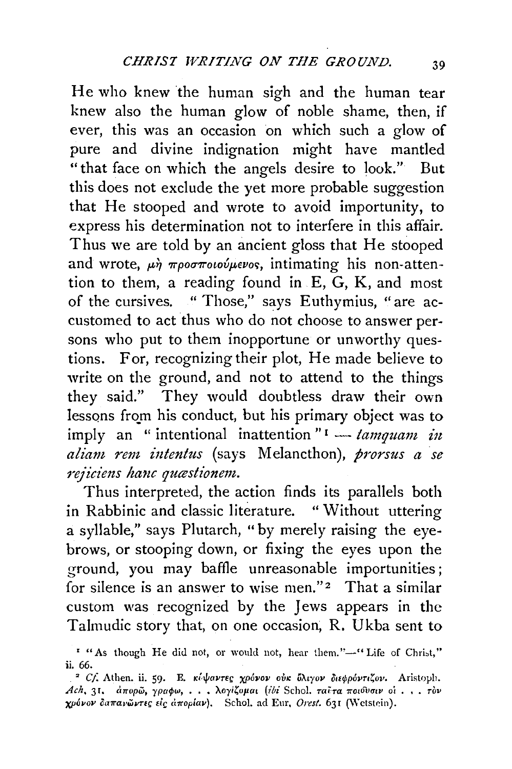He who knew the human sigh and the human tear knew also the human glow of noble shame, then, if ever, this was an occasion on which such a glow of pure and divine indignation might have mantled "that face on which the angels desire to look." But this does not exclude the yet more probable suggestion that He stooped and wrote to avoid importunity, to express his determination not to interfere in this affair. Thus we are told by an ancient gloss that He stooped and wrote, μὴ προσποιούμενος, intimating his non-attention to them, a reading found in E, G, K, and most of the cursives. "Those," says Euthymius, "are accustomed to act thus who do not choose to answer persons who put to them inopportune or unworthy questions. For, recognizing their plot, He made believe to write on the ground, and not to attend to the things they said." They would doubtless draw their own lessons from his conduct, but his primary object was to imply an "intentional inattention"[1] — *tamquam in aliam rem intentus* (says Melancthon), *prorsus a se rejiciens hanc quæstionem.*

Thus interpreted, the action finds its parallels both in Rabbinic and classic literature. "Without uttering a syllable," says Plutarch, "by merely raising the eyebrows, or stooping down, or fixing the eyes upon the ground, you may baffle unreasonable importunities; for silence is an answer to wise men."[2] That a similar custom was recognized by the Jews appears in the Talmudic story that, on one occasion, R. Ukba sent to

[1] "As though He did not, or would not, hear them."—"Life of Christ," ii. 66.

[2] *Cf.* Athen. ii. 59. E. κύψαντες χρόνον οὐκ ὀλίγον διεφρόντιζον. Aristoph. *Ach*, 31. ἀπορῶ, γράφω, . . . λογίζομαι (*ibi* Schol. ταῦτα ποιοῦσιν οἱ . . . τὸν χρόνον δαπανῶντες εἰς ἀπορίαν). Schol. ad Eur. *Orest.* 631 (Wetstein).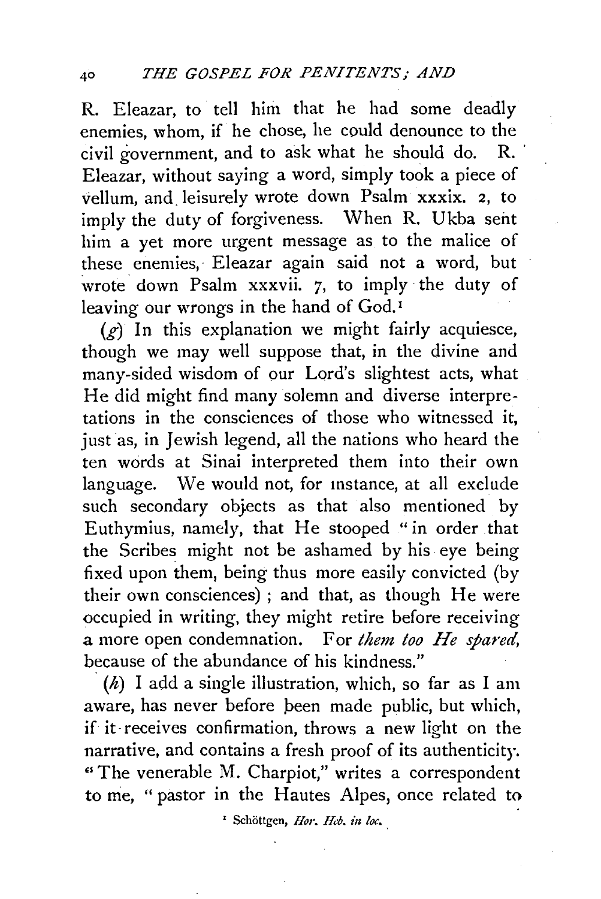R. Eleazar, to tell him that he had some deadly enemies, whom, if he chose, he could denounce to the civil government, and to ask what he should do. R. Eleazar, without saying a word, simply took a piece of vellum, and leisurely wrote down Psalm xxxix. 2, to imply the duty of forgiveness. When R. Ukba sent him a yet more urgent message as to the malice of these enemies, Eleazar again said not a word, but wrote down Psalm xxxvii. 7, to imply the duty of leaving our wrongs in the hand of God.[1]

(*g*) In this explanation we might fairly acquiesce, though we may well suppose that, in the divine and many-sided wisdom of our Lord's slightest acts, what He did might find many solemn and diverse interpretations in the consciences of those who witnessed it, just as, in Jewish legend, all the nations who heard the ten words at Sinai interpreted them into their own language. We would not, for instance, at all exclude such secondary objects as that also mentioned by Euthymius, namely, that He stooped "in order that the Scribes might not be ashamed by his eye being fixed upon them, being thus more easily convicted (by their own consciences); and that, as though He were occupied in writing, they might retire before receiving a more open condemnation. For *them too He spared*, because of the abundance of his kindness."

(*h*) I add a single illustration, which, so far as I am aware, has never before been made public, but which, if it receives confirmation, throws a new light on the narrative, and contains a fresh proof of its authenticity. "The venerable M. Charpiot," writes a correspondent to me, "pastor in the Hautes Alpes, once related to

[1] Schöttgen, *Hor. Heb. in loc.*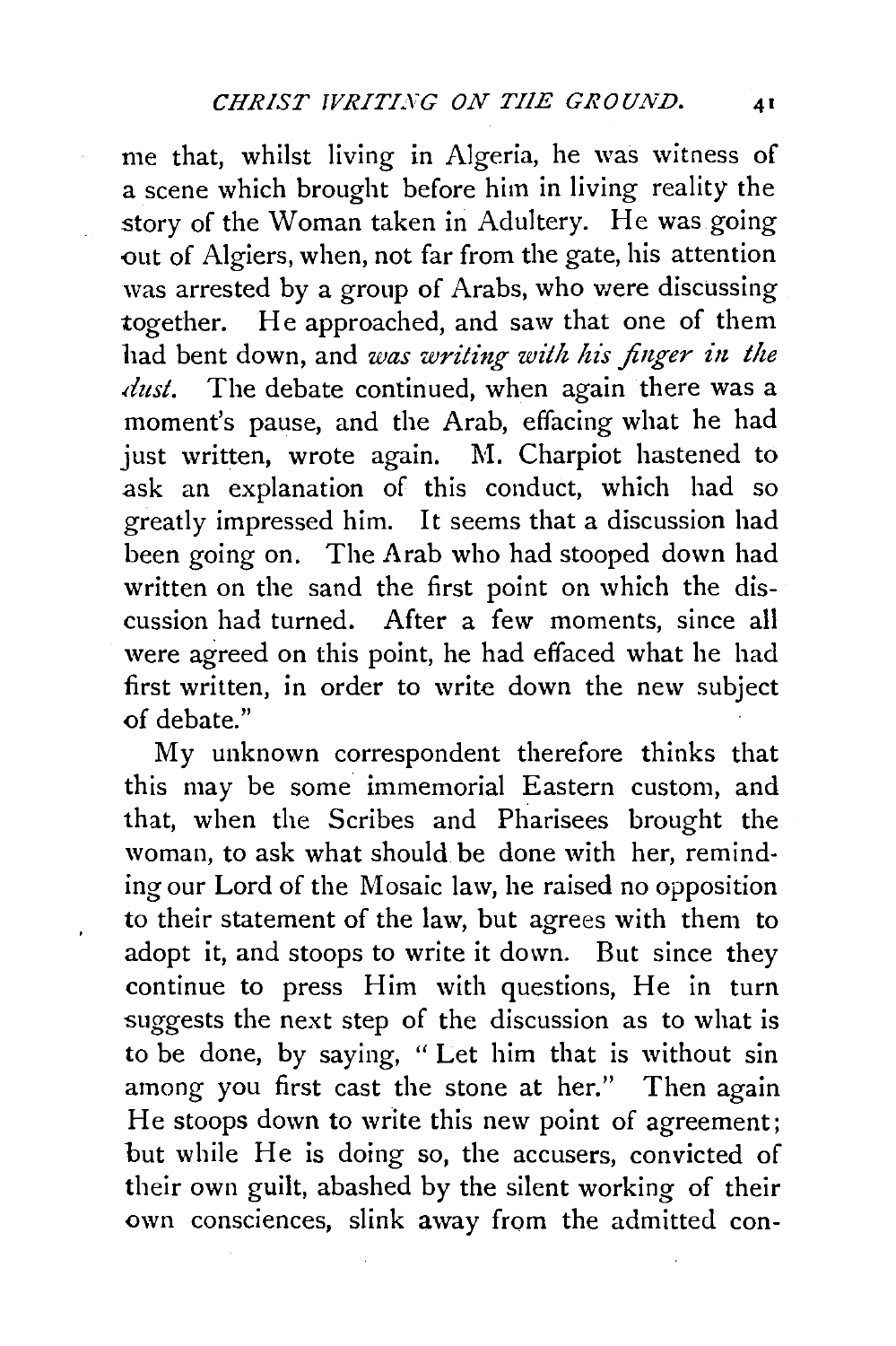me that, whilst living in Algeria, he was witness of a scene which brought before him in living reality the story of the Woman taken in Adultery. He was going out of Algiers, when, not far from the gate, his attention was arrested by a group of Arabs, who were discussing together. He approached, and saw that one of them had bent down, and *was writing with his finger in the dust.* The debate continued, when again there was a moment's pause, and the Arab, effacing what he had just written, wrote again. M. Charpiot hastened to ask an explanation of this conduct, which had so greatly impressed him. It seems that a discussion had been going on. The Arab who had stooped down had written on the sand the first point on which the discussion had turned. After a few moments, since all were agreed on this point, he had effaced what he had first written, in order to write down the new subject of debate."

My unknown correspondent therefore thinks that this may be some immemorial Eastern custom, and that, when the Scribes and Pharisees brought the woman, to ask what should be done with her, reminding our Lord of the Mosaic law, he raised no opposition to their statement of the law, but agrees with them to adopt it, and stoops to write it down. But since they continue to press Him with questions, He in turn suggests the next step of the discussion as to what is to be done, by saying, "Let him that is without sin among you first cast the stone at her." Then again He stoops down to write this new point of agreement; but while He is doing so, the accusers, convicted of their own guilt, abashed by the silent working of their own consciences, slink away from the admitted con-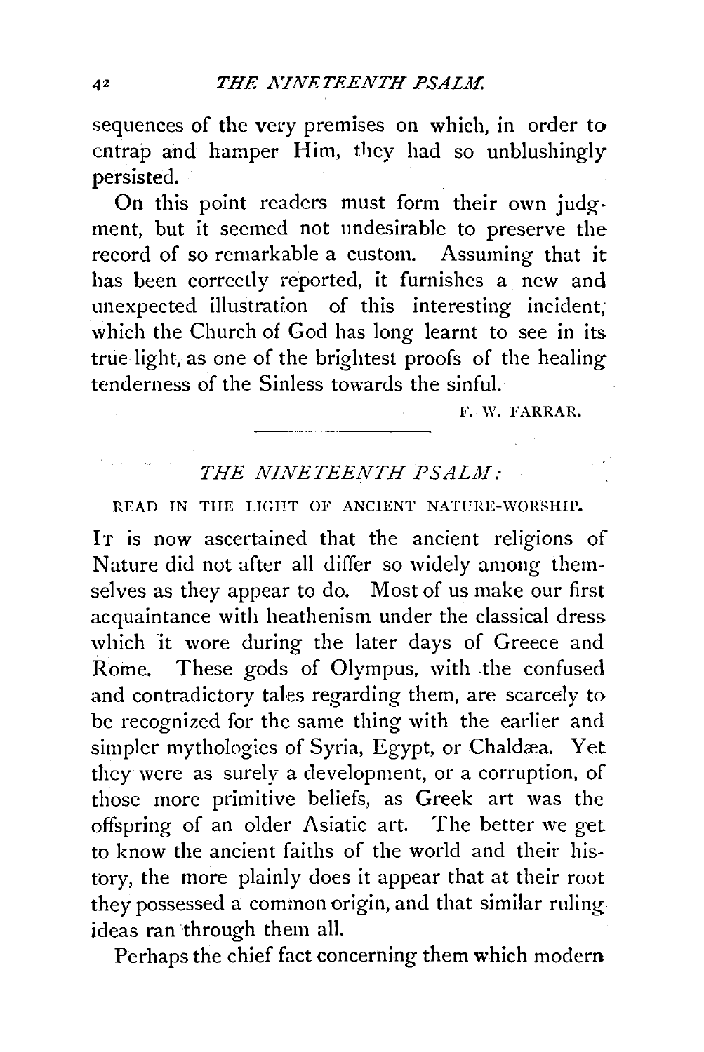sequences of the very premises on which, in order to entrap and hamper Him, they had so unblushingly persisted.

On this point readers must form their own judgment, but it seemed not undesirable to preserve the record of so remarkable a custom. Assuming that it has been correctly reported, it furnishes a new and unexpected illustration of this interesting incident, which the Church of God has long learnt to see in its true light, as one of the brightest proofs of the healing tenderness of the Sinless towards the sinful.

F. W. FARRAR.

---

## *THE NINETEENTH PSALM:*

### READ IN THE LIGHT OF ANCIENT NATURE-WORSHIP.

IT is now ascertained that the ancient religions of Nature did not after all differ so widely among themselves as they appear to do. Most of us make our first acquaintance with heathenism under the classical dress which it wore during the later days of Greece and Rome. These gods of Olympus, with the confused and contradictory tales regarding them, are scarcely to be recognized for the same thing with the earlier and simpler mythologies of Syria, Egypt, or Chaldæa. Yet they were as surely a development, or a corruption, of those more primitive beliefs, as Greek art was the offspring of an older Asiatic art. The better we get to know the ancient faiths of the world and their history, the more plainly does it appear that at their root they possessed a common origin, and that similar ruling ideas ran through them all.

Perhaps the chief fact concerning them which modern